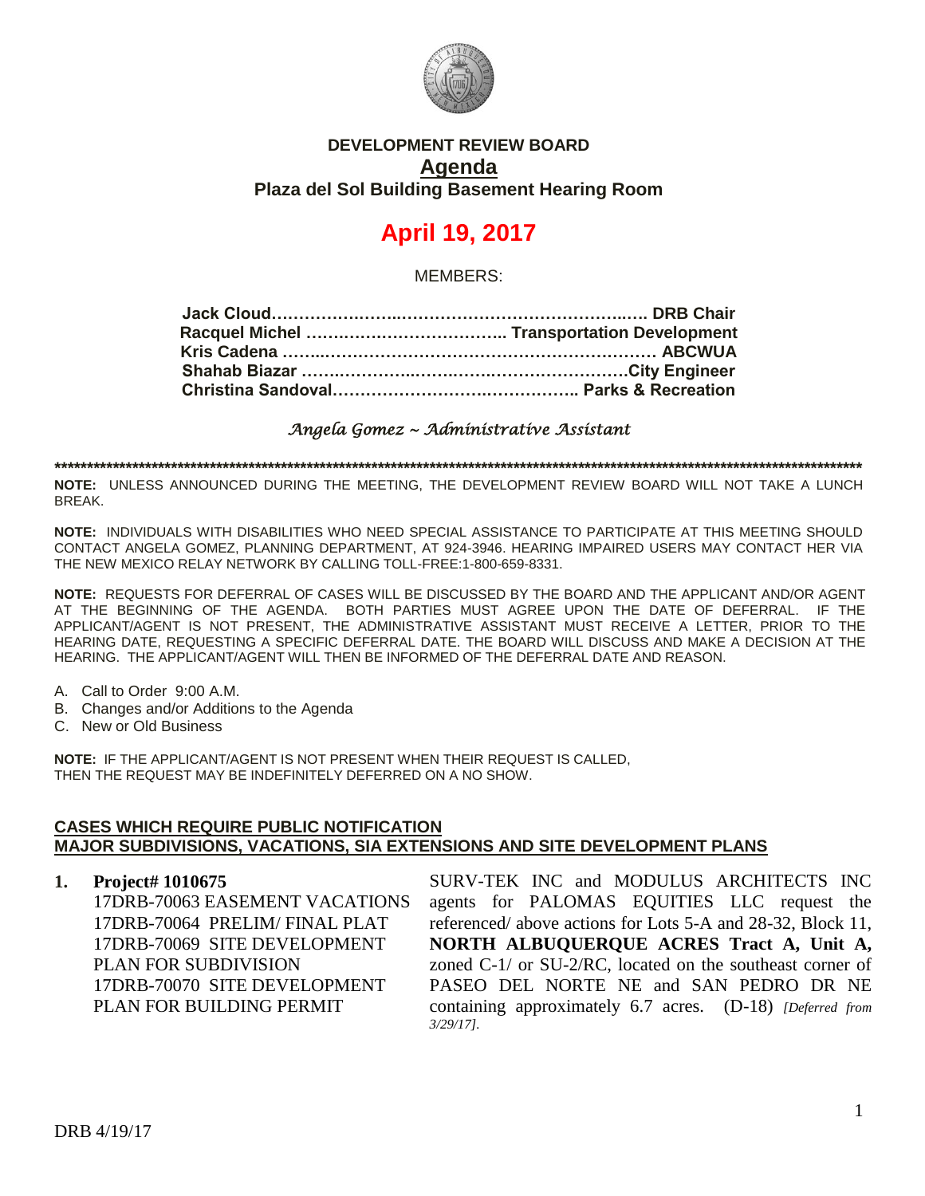**DEVELOPMENT REVIEW BOARD**

**Agenda**

**Plaza del Sol Building Basement Hearing Room**

# April 19, 2017

MEMBERS:

**Jack Cloud……………………………………………………….. DRB Chair**
**Racquel Michel ……………………………….. Transportation Development**
**Kris Cadena ……………………………………………………… ABCWUA**
**Shahab Biazar ………………………………………………….City Engineer**
**Christina Sandoval……………………………………….. Parks & Recreation**

*Angela Gomez ~ Administrative Assistant*

**************************************************************************************************************************

**NOTE:** UNLESS ANNOUNCED DURING THE MEETING, THE DEVELOPMENT REVIEW BOARD WILL NOT TAKE A LUNCH BREAK.

**NOTE:** INDIVIDUALS WITH DISABILITIES WHO NEED SPECIAL ASSISTANCE TO PARTICIPATE AT THIS MEETING SHOULD CONTACT ANGELA GOMEZ, PLANNING DEPARTMENT, AT 924-3946. HEARING IMPAIRED USERS MAY CONTACT HER VIA THE NEW MEXICO RELAY NETWORK BY CALLING TOLL-FREE:1-800-659-8331.

**NOTE:** REQUESTS FOR DEFERRAL OF CASES WILL BE DISCUSSED BY THE BOARD AND THE APPLICANT AND/OR AGENT AT THE BEGINNING OF THE AGENDA. BOTH PARTIES MUST AGREE UPON THE DATE OF DEFERRAL. IF THE APPLICANT/AGENT IS NOT PRESENT, THE ADMINISTRATIVE ASSISTANT MUST RECEIVE A LETTER, PRIOR TO THE HEARING DATE, REQUESTING A SPECIFIC DEFERRAL DATE. THE BOARD WILL DISCUSS AND MAKE A DECISION AT THE HEARING. THE APPLICANT/AGENT WILL THEN BE INFORMED OF THE DEFERRAL DATE AND REASON.

A. Call to Order 9:00 A.M.
B. Changes and/or Additions to the Agenda
C. New or Old Business

**NOTE:** IF THE APPLICANT/AGENT IS NOT PRESENT WHEN THEIR REQUEST IS CALLED, THEN THE REQUEST MAY BE INDEFINITELY DEFERRED ON A NO SHOW.

## CASES WHICH REQUIRE PUBLIC NOTIFICATION
## MAJOR SUBDIVISIONS, VACATIONS, SIA EXTENSIONS AND SITE DEVELOPMENT PLANS

**1. Project# 1010675**
17DRB-70063 EASEMENT VACATIONS
17DRB-70064 PRELIM/ FINAL PLAT
17DRB-70069 SITE DEVELOPMENT PLAN FOR SUBDIVISION
17DRB-70070 SITE DEVELOPMENT PLAN FOR BUILDING PERMIT

SURV-TEK INC and MODULUS ARCHITECTS INC agents for PALOMAS EQUITIES LLC request the referenced/ above actions for Lots 5-A and 28-32, Block 11, **NORTH ALBUQUERQUE ACRES Tract A, Unit A,** zoned C-1/ or SU-2/RC, located on the southeast corner of PASEO DEL NORTE NE and SAN PEDRO DR NE containing approximately 6.7 acres. (D-18) *[Deferred from 3/29/17].*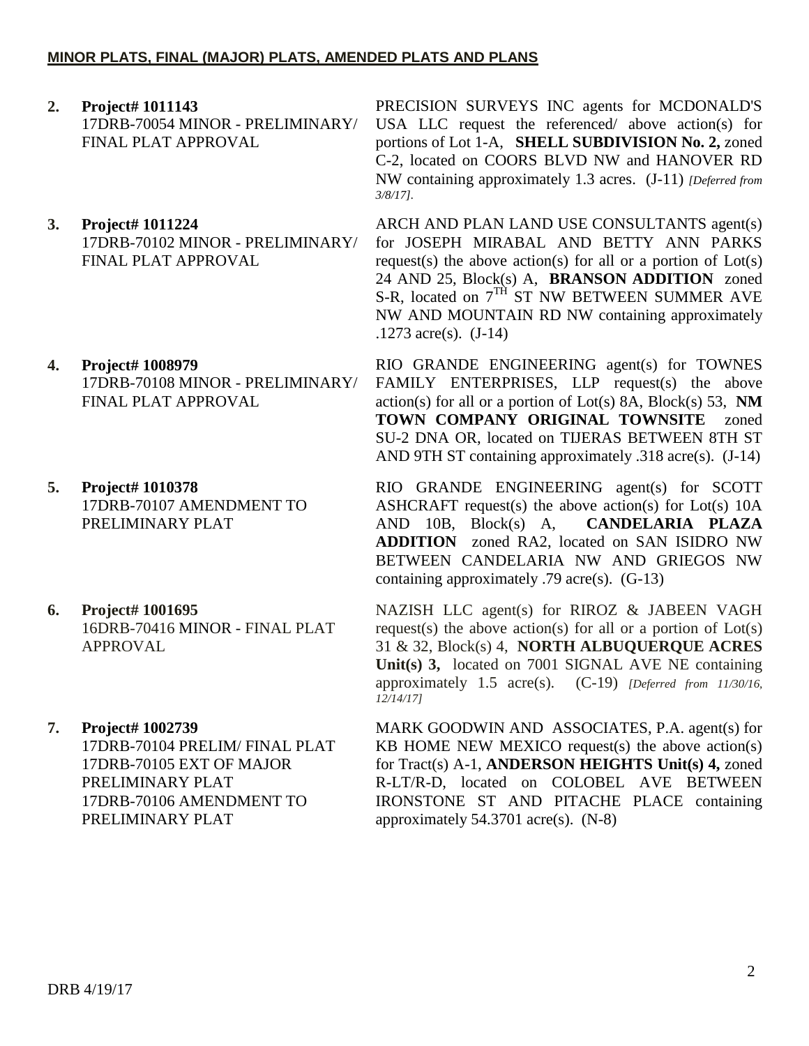**MINOR PLATS, FINAL (MAJOR) PLATS, AMENDED PLATS AND PLANS**

2. **Project# 1011143**
   17DRB-70054 MINOR - PRELIMINARY/ FINAL PLAT APPROVAL

   PRECISION SURVEYS INC agents for MCDONALD'S USA LLC request the referenced/ above action(s) for portions of Lot 1-A, **SHELL SUBDIVISION No. 2,** zoned C-2, located on COORS BLVD NW and HANOVER RD NW containing approximately 1.3 acres. (J-11) *[Deferred from 3/8/17].*

3. **Project# 1011224**
   17DRB-70102 MINOR - PRELIMINARY/ FINAL PLAT APPROVAL

   ARCH AND PLAN LAND USE CONSULTANTS agent(s) for JOSEPH MIRABAL AND BETTY ANN PARKS request(s) the above action(s) for all or a portion of Lot(s) 24 AND 25, Block(s) A, **BRANSON ADDITION** zoned S-R, located on 7TH ST NW BETWEEN SUMMER AVE NW AND MOUNTAIN RD NW containing approximately .1273 acre(s). (J-14)

4. **Project# 1008979**
   17DRB-70108 MINOR - PRELIMINARY/ FINAL PLAT APPROVAL

   RIO GRANDE ENGINEERING agent(s) for TOWNES FAMILY ENTERPRISES, LLP request(s) the above action(s) for all or a portion of Lot(s) 8A, Block(s) 53, **NM TOWN COMPANY ORIGINAL TOWNSITE** zoned SU-2 DNA OR, located on TIJERAS BETWEEN 8TH ST AND 9TH ST containing approximately .318 acre(s). (J-14)

5. **Project# 1010378**
   17DRB-70107 AMENDMENT TO PRELIMINARY PLAT

   RIO GRANDE ENGINEERING agent(s) for SCOTT ASHCRAFT request(s) the above action(s) for Lot(s) 10A AND 10B, Block(s) A, **CANDELARIA PLAZA ADDITION** zoned RA2, located on SAN ISIDRO NW BETWEEN CANDELARIA NW AND GRIEGOS NW containing approximately .79 acre(s). (G-13)

6. **Project# 1001695**
   16DRB-70416 MINOR - FINAL PLAT APPROVAL

   NAZISH LLC agent(s) for RIROZ & JABEEN VAGH request(s) the above action(s) for all or a portion of Lot(s) 31 & 32, Block(s) 4, **NORTH ALBUQUERQUE ACRES Unit(s) 3,** located on 7001 SIGNAL AVE NE containing approximately 1.5 acre(s). (C-19) *[Deferred from 11/30/16, 12/14/17]*

7. **Project# 1002739**
   17DRB-70104 PRELIM/ FINAL PLAT
   17DRB-70105 EXT OF MAJOR PRELIMINARY PLAT
   17DRB-70106 AMENDMENT TO PRELIMINARY PLAT

   MARK GOODWIN AND ASSOCIATES, P.A. agent(s) for KB HOME NEW MEXICO request(s) the above action(s) for Tract(s) A-1, **ANDERSON HEIGHTS Unit(s) 4,** zoned R-LT/R-D, located on COLOBEL AVE BETWEEN IRONSTONE ST AND PITACHE PLACE containing approximately 54.3701 acre(s). (N-8)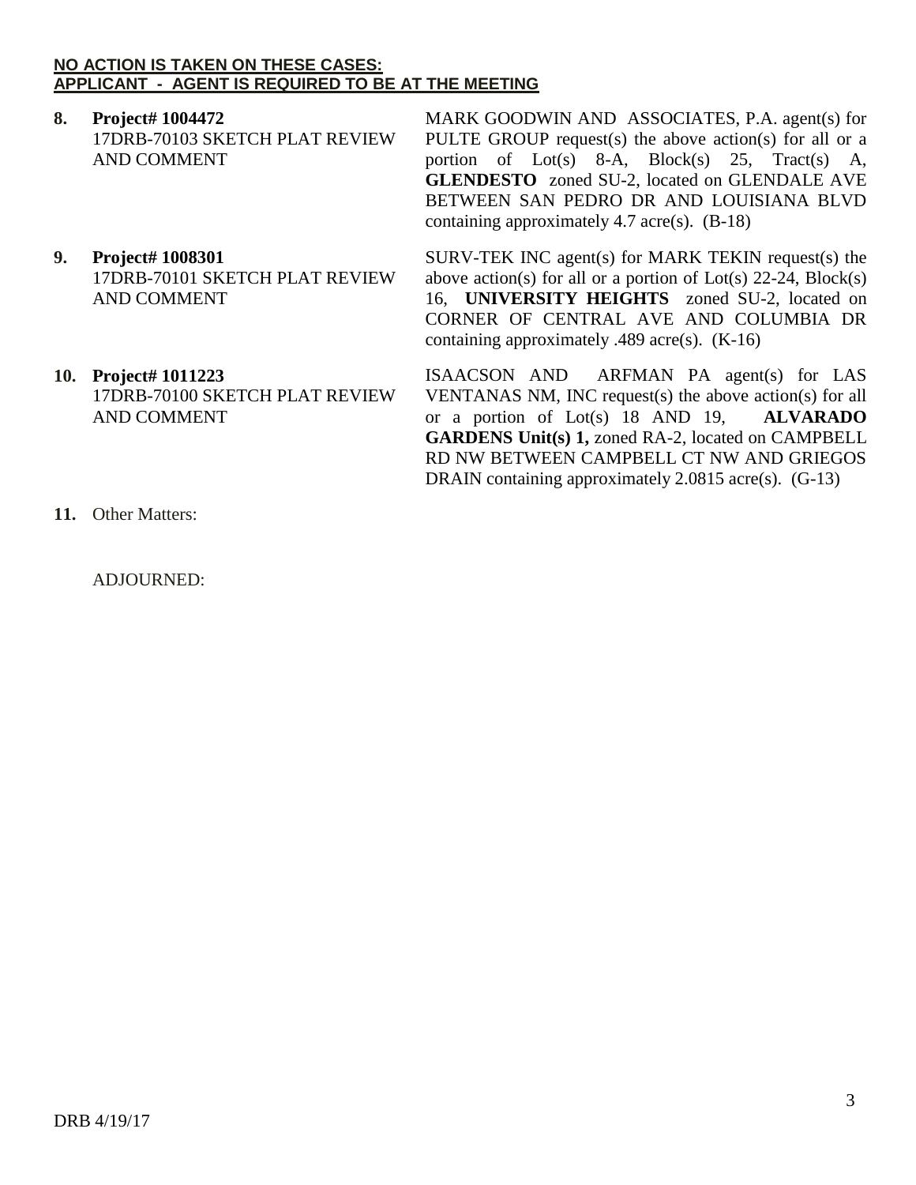**NO ACTION IS TAKEN ON THESE CASES:**
**APPLICANT - AGENT IS REQUIRED TO BE AT THE MEETING**

8. **Project# 1004472**
17DRB-70103 SKETCH PLAT REVIEW AND COMMENT

MARK GOODWIN AND ASSOCIATES, P.A. agent(s) for PULTE GROUP request(s) the above action(s) for all or a portion of Lot(s) 8-A, Block(s) 25, Tract(s) A, **GLENDESTO** zoned SU-2, located on GLENDALE AVE BETWEEN SAN PEDRO DR AND LOUISIANA BLVD containing approximately 4.7 acre(s). (B-18)

9. **Project# 1008301**
17DRB-70101 SKETCH PLAT REVIEW AND COMMENT

SURV-TEK INC agent(s) for MARK TEKIN request(s) the above action(s) for all or a portion of Lot(s) 22-24, Block(s) 16, **UNIVERSITY HEIGHTS** zoned SU-2, located on CORNER OF CENTRAL AVE AND COLUMBIA DR containing approximately .489 acre(s). (K-16)

10. **Project# 1011223**
17DRB-70100 SKETCH PLAT REVIEW AND COMMENT

ISAACSON AND ARFMAN PA agent(s) for LAS VENTANAS NM, INC request(s) the above action(s) for all or a portion of Lot(s) 18 AND 19, **ALVARADO GARDENS Unit(s) 1,** zoned RA-2, located on CAMPBELL RD NW BETWEEN CAMPBELL CT NW AND GRIEGOS DRAIN containing approximately 2.0815 acre(s). (G-13)

11. Other Matters:

ADJOURNED:

DRB 4/19/17